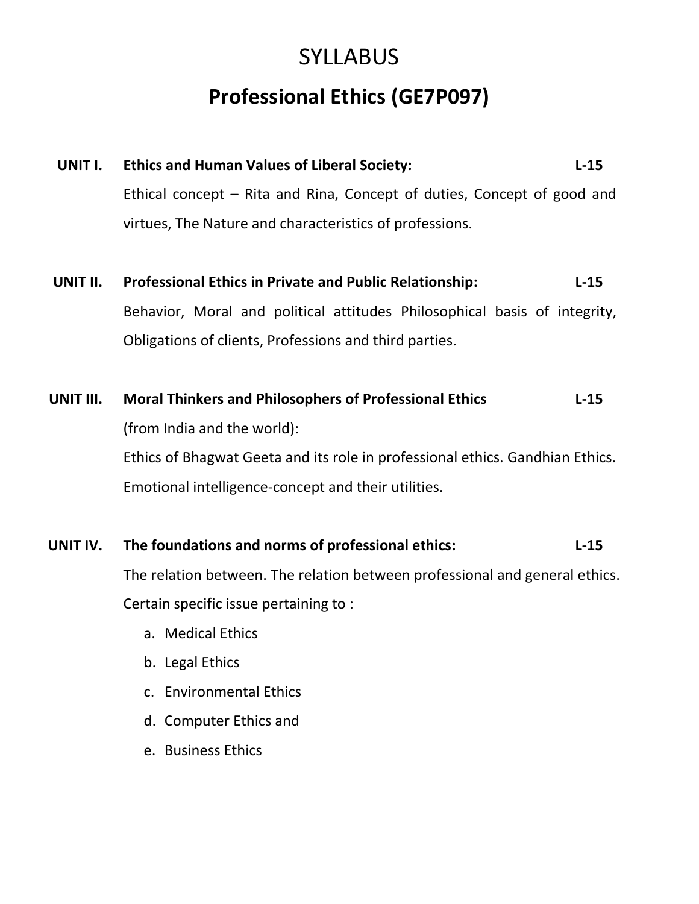# SYLLABUS

## Professional Ethics (GE7P097)

**UNIT I. Ethics and Human Values of Liberal Society: L-15**

Ethical concept – Rita and Rina, Concept of duties, Concept of good and virtues, The Nature and characteristics of professions.

**UNIT II. Professional Ethics in Private and Public Relationship: L-15**

Behavior, Moral and political attitudes Philosophical basis of integrity, Obligations of clients, Professions and third parties.

**UNIT III. Moral Thinkers and Philosophers of Professional Ethics L-15**

(from India and the world):

Ethics of Bhagwat Geeta and its role in professional ethics. Gandhian Ethics. Emotional intelligence-concept and their utilities.

**UNIT IV. The foundations and norms of professional ethics: L-15**

The relation between. The relation between professional and general ethics. Certain specific issue pertaining to :

a. Medical Ethics
b. Legal Ethics
c. Environmental Ethics
d. Computer Ethics and
e. Business Ethics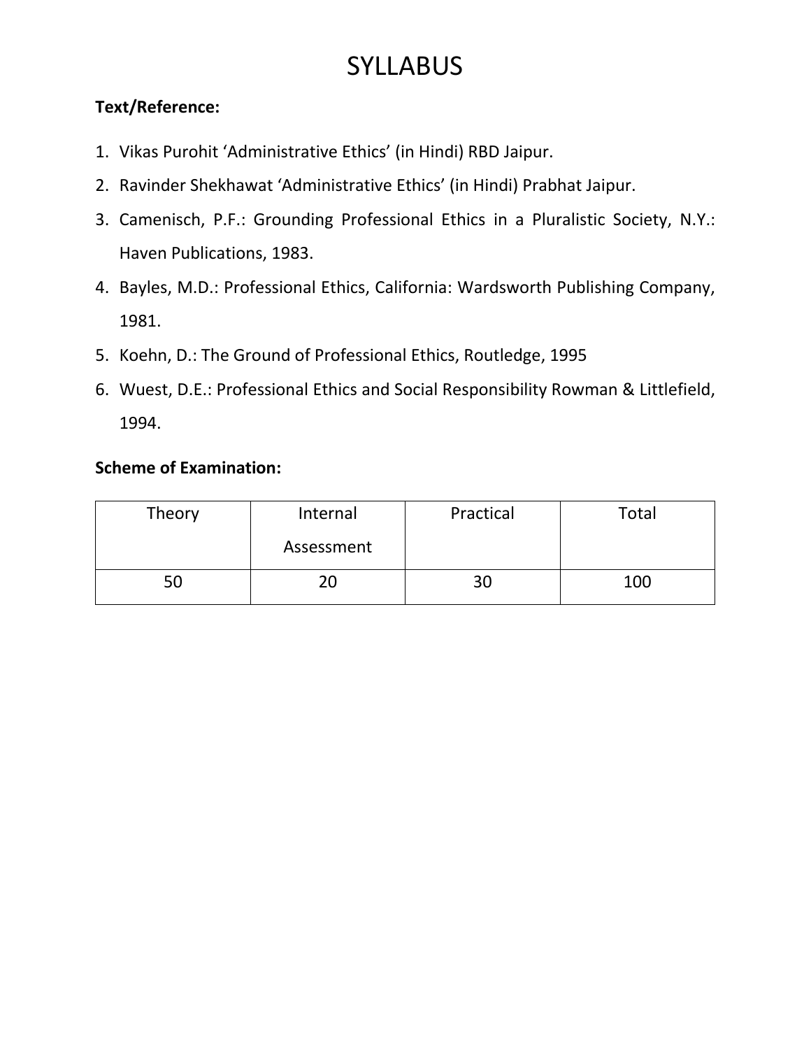# SYLLABUS

**Text/Reference:**

1. Vikas Purohit 'Administrative Ethics' (in Hindi) RBD Jaipur.
2. Ravinder Shekhawat 'Administrative Ethics' (in Hindi) Prabhat Jaipur.
3. Camenisch, P.F.: Grounding Professional Ethics in a Pluralistic Society, N.Y.: Haven Publications, 1983.
4. Bayles, M.D.: Professional Ethics, California: Wardsworth Publishing Company, 1981.
5. Koehn, D.: The Ground of Professional Ethics, Routledge, 1995
6. Wuest, D.E.: Professional Ethics and Social Responsibility Rowman & Littlefield, 1994.

**Scheme of Examination:**

| Theory | Internal Assessment | Practical | Total |
|---|---|---|---|
| 50 | 20 | 30 | 100 |